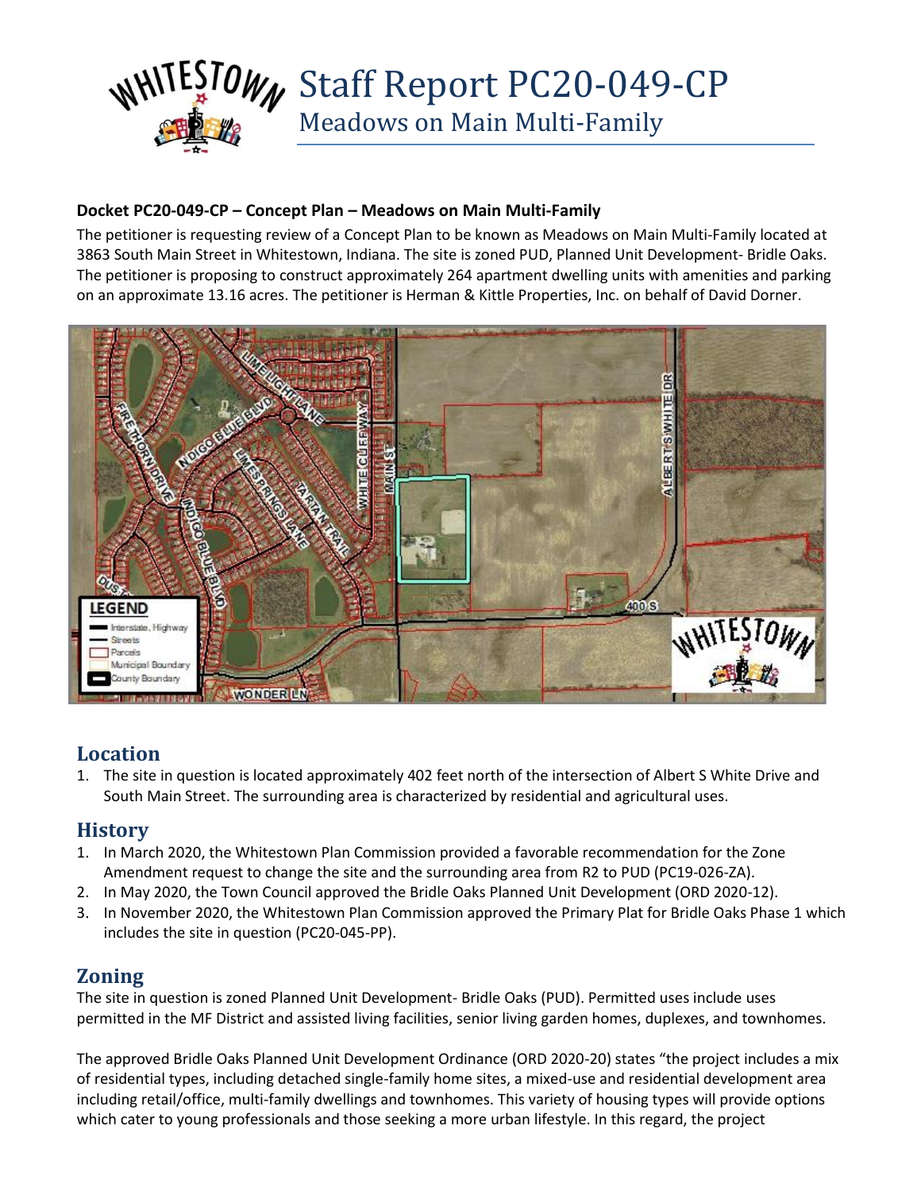# Staff Report PC20-049-CP

## Meadows on Main Multi-Family

**Docket PC20-049-CP – Concept Plan – Meadows on Main Multi-Family**

The petitioner is requesting review of a Concept Plan to be known as Meadows on Main Multi-Family located at 3863 South Main Street in Whitestown, Indiana. The site is zoned PUD, Planned Unit Development- Bridle Oaks. The petitioner is proposing to construct approximately 264 apartment dwelling units with amenities and parking on an approximate 13.16 acres. The petitioner is Herman & Kittle Properties, Inc. on behalf of David Dorner.

## Location

1. The site in question is located approximately 402 feet north of the intersection of Albert S White Drive and South Main Street. The surrounding area is characterized by residential and agricultural uses.

## History

1. In March 2020, the Whitestown Plan Commission provided a favorable recommendation for the Zone Amendment request to change the site and the surrounding area from R2 to PUD (PC19-026-ZA).
2. In May 2020, the Town Council approved the Bridle Oaks Planned Unit Development (ORD 2020-12).
3. In November 2020, the Whitestown Plan Commission approved the Primary Plat for Bridle Oaks Phase 1 which includes the site in question (PC20-045-PP).

## Zoning

The site in question is zoned Planned Unit Development- Bridle Oaks (PUD). Permitted uses include uses permitted in the MF District and assisted living facilities, senior living garden homes, duplexes, and townhomes.

The approved Bridle Oaks Planned Unit Development Ordinance (ORD 2020-20) states "the project includes a mix of residential types, including detached single-family home sites, a mixed-use and residential development area including retail/office, multi-family dwellings and townhomes. This variety of housing types will provide options which cater to young professionals and those seeking a more urban lifestyle. In this regard, the project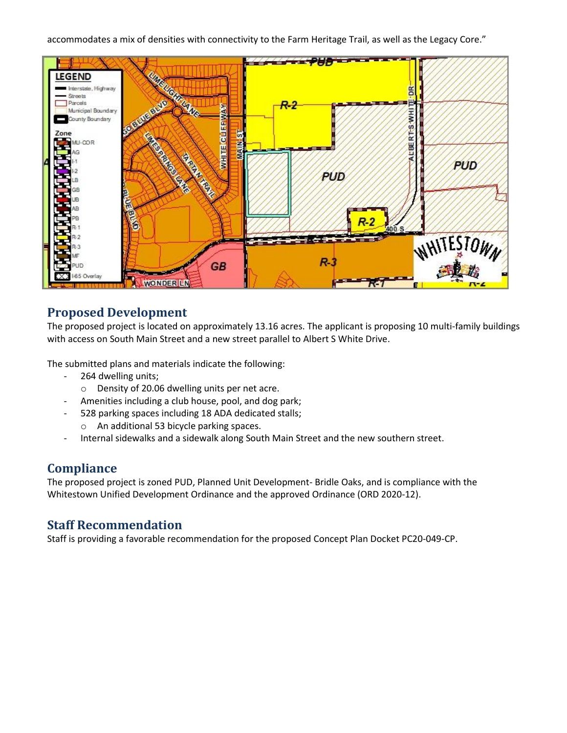accommodates a mix of densities with connectivity to the Farm Heritage Trail, as well as the Legacy Core."

## Proposed Development

The proposed project is located on approximately 13.16 acres. The applicant is proposing 10 multi-family buildings with access on South Main Street and a new street parallel to Albert S White Drive.

The submitted plans and materials indicate the following:

- 264 dwelling units;
  - Density of 20.06 dwelling units per net acre.
- Amenities including a club house, pool, and dog park;
- 528 parking spaces including 18 ADA dedicated stalls;
  - An additional 53 bicycle parking spaces.
- Internal sidewalks and a sidewalk along South Main Street and the new southern street.

## Compliance

The proposed project is zoned PUD, Planned Unit Development- Bridle Oaks, and is compliance with the Whitestown Unified Development Ordinance and the approved Ordinance (ORD 2020-12).

## Staff Recommendation

Staff is providing a favorable recommendation for the proposed Concept Plan Docket PC20-049-CP.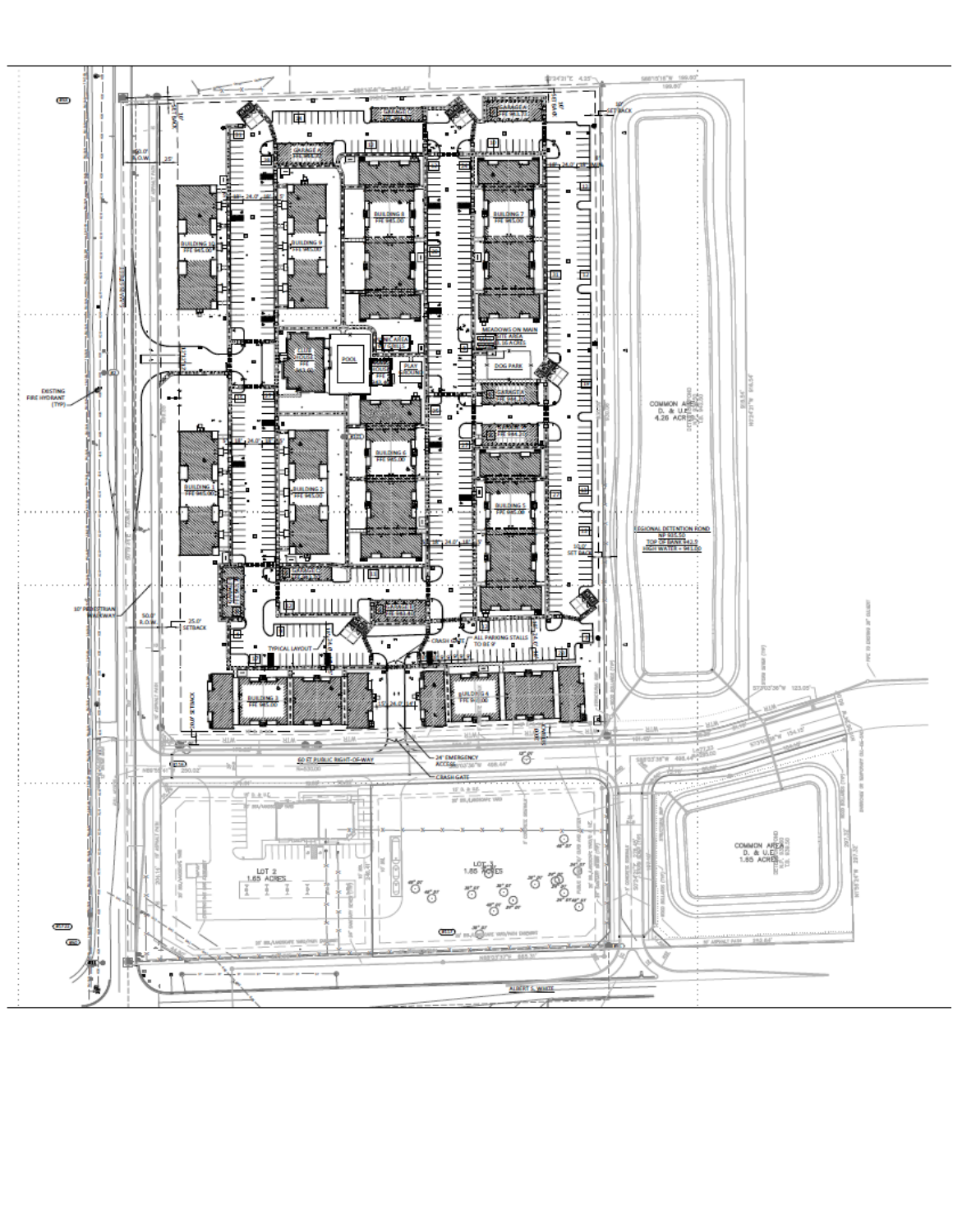BUILDING 10
FFE 945.00

BUILDING 9
FFE 945.00

BUILDING 8
FFE 945.00

BUILDING 7
FFE 945.00

GARAGE A

CLUB HOUSE

POOL

PLAY GROUND

MEADOWS ON MAIN
SITE AREA

DOG PARK

BUILDING 6
FFE 945.00

BUILDING 5
FFE 945.00

BUILDING 1
FFE 945.00

BUILDING 2
FFE 945.00

BUILDING 3
FFE 945.00

BUILDING 4
FFE 945.00

COMMON AREA
D. & U.E.
4.26 ACRES

REGIONAL DETENTION POND
NP 935.50
TOP OF BANK 942.0
HIGH WATER = 941.00

EXISTING
FIRE HYDRANT
(TYP)

10' PEDESTRIAN
WALKWAY

50.0'
R.O.W.

25.0'
SETBACK

SET BACK

TYPICAL LAYOUT

CRASH GATE

ALL PARKING STALLS
TO BE 9'

24' EMERGENCY
ACCESS

CRASH GATE

60 FT PUBLIC RIGHT-OF-WAY

LOT 2
1.65 ACRES

LOT 3
1.65 ACRES

COMMON AREA
D. & U.E.
1.65 ACRES

ALBERT E. WHITE